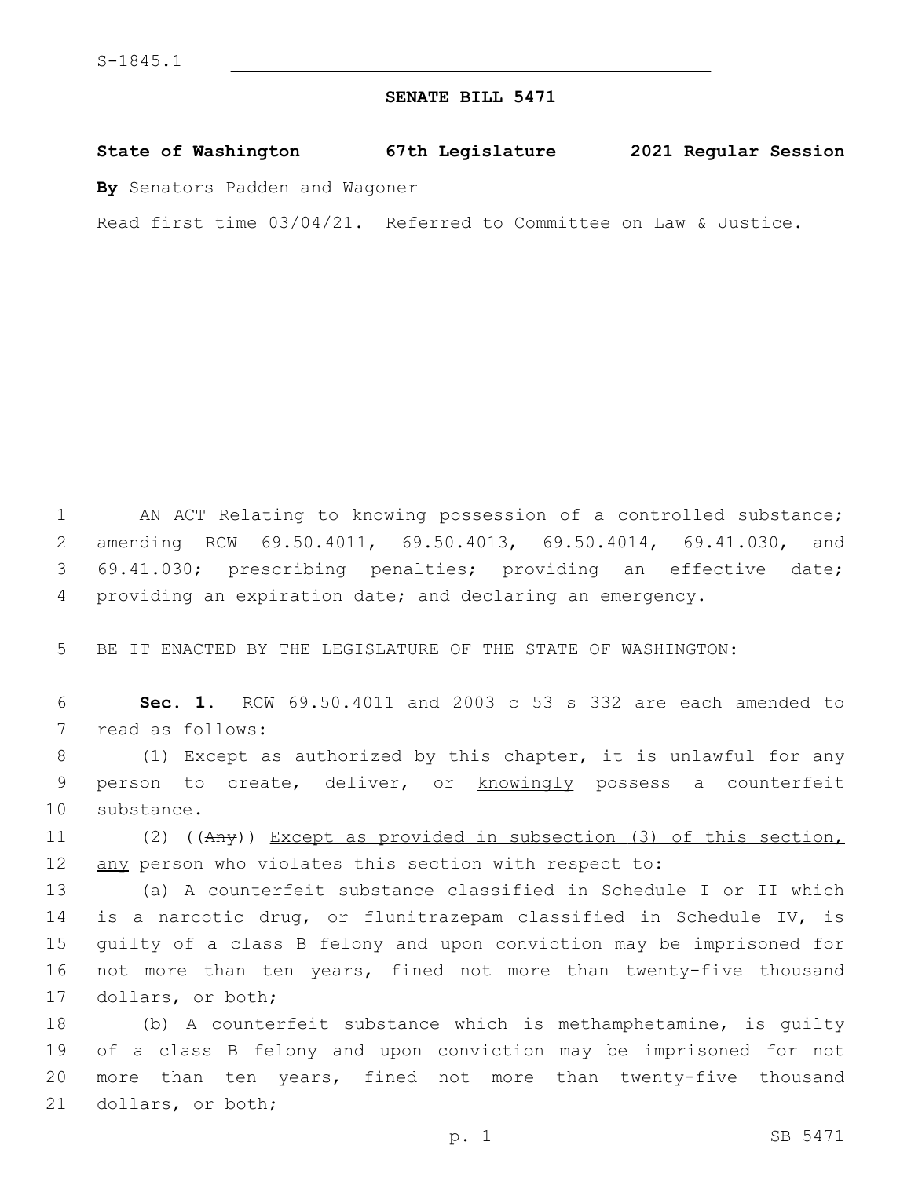S-1845.1

# SENATE BILL 5471

**State of Washington 67th Legislature 2021 Regular Session**

**By** Senators Padden and Wagoner

Read first time 03/04/21. Referred to Committee on Law & Justice.

AN ACT Relating to knowing possession of a controlled substance; amending RCW 69.50.4011, 69.50.4013, 69.50.4014, 69.41.030, and 69.41.030; prescribing penalties; providing an effective date; providing an expiration date; and declaring an emergency.

BE IT ENACTED BY THE LEGISLATURE OF THE STATE OF WASHINGTON:

**Sec. 1.** RCW 69.50.4011 and 2003 c 53 s 332 are each amended to read as follows:

(1) Except as authorized by this chapter, it is unlawful for any person to create, deliver, or <u>knowingly</u> possess a counterfeit substance.

(2) ((~~Any~~)) <u>Except as provided in subsection (3) of this section, any</u> person who violates this section with respect to:

(a) A counterfeit substance classified in Schedule I or II which is a narcotic drug, or flunitrazepam classified in Schedule IV, is guilty of a class B felony and upon conviction may be imprisoned for not more than ten years, fined not more than twenty-five thousand dollars, or both;

(b) A counterfeit substance which is methamphetamine, is guilty of a class B felony and upon conviction may be imprisoned for not more than ten years, fined not more than twenty-five thousand dollars, or both;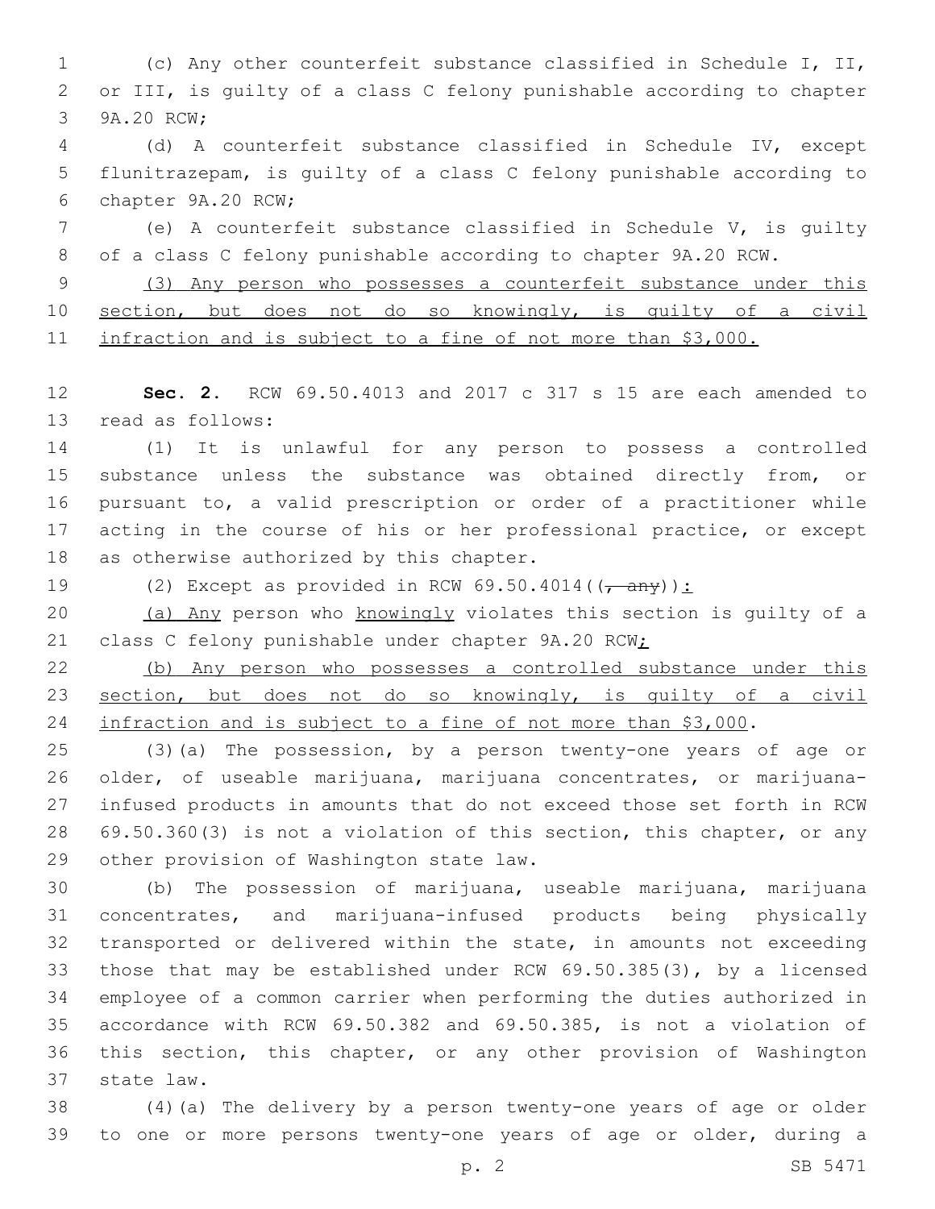(c) Any other counterfeit substance classified in Schedule I, II, or III, is guilty of a class C felony punishable according to chapter 9A.20 RCW;

(d) A counterfeit substance classified in Schedule IV, except flunitrazepam, is guilty of a class C felony punishable according to chapter 9A.20 RCW;

(e) A counterfeit substance classified in Schedule V, is guilty of a class C felony punishable according to chapter 9A.20 RCW.

<u>(3) Any person who possesses a counterfeit substance under this section, but does not do so knowingly, is guilty of a civil infraction and is subject to a fine of not more than $3,000.</u>

**Sec. 2.** RCW 69.50.4013 and 2017 c 317 s 15 are each amended to read as follows:

(1) It is unlawful for any person to possess a controlled substance unless the substance was obtained directly from, or pursuant to, a valid prescription or order of a practitioner while acting in the course of his or her professional practice, or except as otherwise authorized by this chapter.

(2) Except as provided in RCW 69.50.4014((~~, any~~))<u>:</u>

<u>(a) Any</u> person who <u>knowingly</u> violates this section is guilty of a class C felony punishable under chapter 9A.20 RCW<u>;</u>

<u>(b) Any person who possesses a controlled substance under this section, but does not do so knowingly, is guilty of a civil infraction and is subject to a fine of not more than $3,000</u>.

(3)(a) The possession, by a person twenty-one years of age or older, of useable marijuana, marijuana concentrates, or marijuana-infused products in amounts that do not exceed those set forth in RCW 69.50.360(3) is not a violation of this section, this chapter, or any other provision of Washington state law.

(b) The possession of marijuana, useable marijuana, marijuana concentrates, and marijuana-infused products being physically transported or delivered within the state, in amounts not exceeding those that may be established under RCW 69.50.385(3), by a licensed employee of a common carrier when performing the duties authorized in accordance with RCW 69.50.382 and 69.50.385, is not a violation of this section, this chapter, or any other provision of Washington state law.

(4)(a) The delivery by a person twenty-one years of age or older to one or more persons twenty-one years of age or older, during a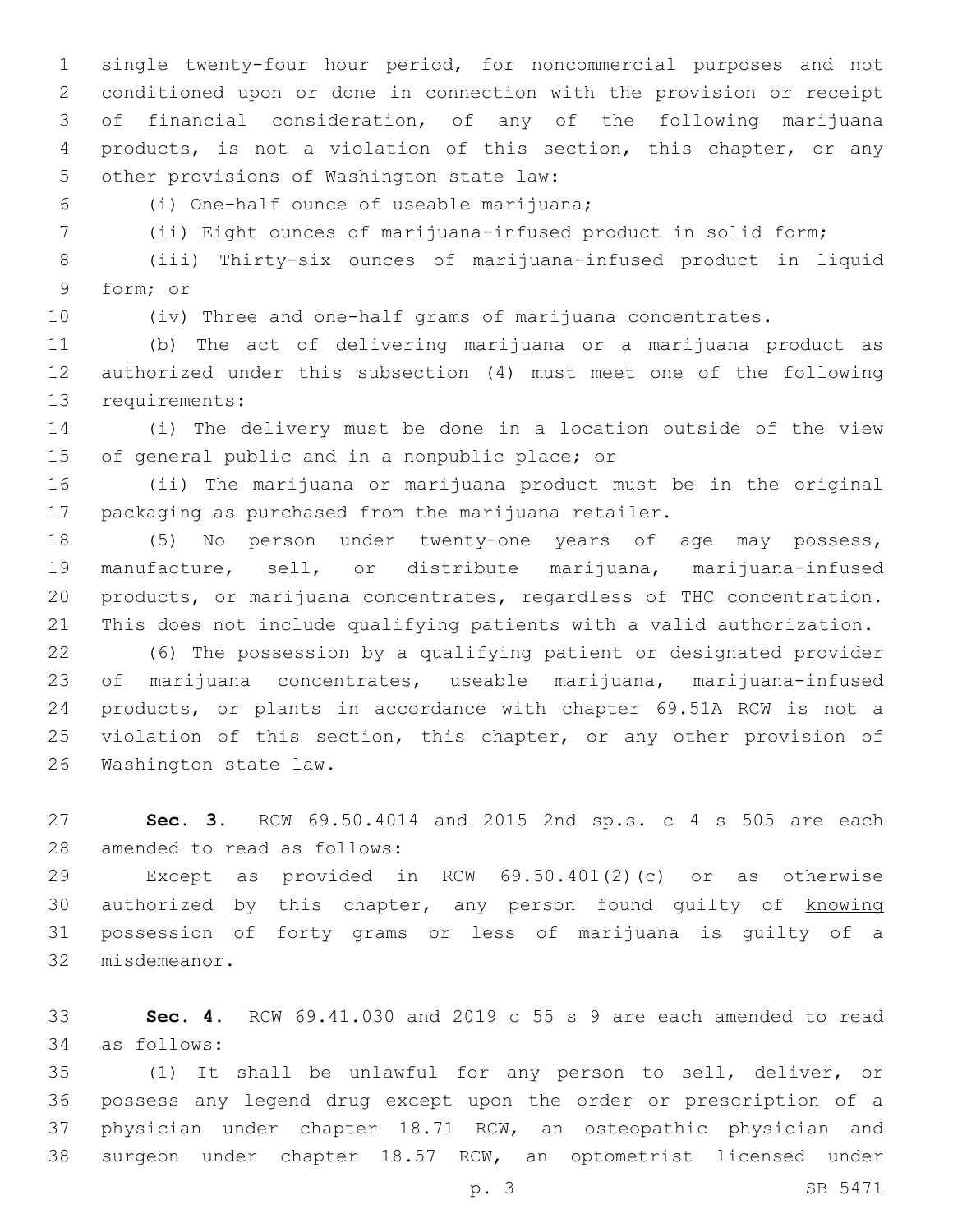single twenty-four hour period, for noncommercial purposes and not conditioned upon or done in connection with the provision or receipt of financial consideration, of any of the following marijuana products, is not a violation of this section, this chapter, or any other provisions of Washington state law:

(i) One-half ounce of useable marijuana;

(ii) Eight ounces of marijuana-infused product in solid form;

(iii) Thirty-six ounces of marijuana-infused product in liquid form; or

(iv) Three and one-half grams of marijuana concentrates.

(b) The act of delivering marijuana or a marijuana product as authorized under this subsection (4) must meet one of the following requirements:

(i) The delivery must be done in a location outside of the view of general public and in a nonpublic place; or

(ii) The marijuana or marijuana product must be in the original packaging as purchased from the marijuana retailer.

(5) No person under twenty-one years of age may possess, manufacture, sell, or distribute marijuana, marijuana-infused products, or marijuana concentrates, regardless of THC concentration. This does not include qualifying patients with a valid authorization.

(6) The possession by a qualifying patient or designated provider of marijuana concentrates, useable marijuana, marijuana-infused products, or plants in accordance with chapter 69.51A RCW is not a violation of this section, this chapter, or any other provision of Washington state law.

**Sec. 3.** RCW 69.50.4014 and 2015 2nd sp.s. c 4 s 505 are each amended to read as follows:

Except as provided in RCW 69.50.401(2)(c) or as otherwise authorized by this chapter, any person found guilty of <u>knowing</u> possession of forty grams or less of marijuana is guilty of a misdemeanor.

**Sec. 4.** RCW 69.41.030 and 2019 c 55 s 9 are each amended to read as follows:

(1) It shall be unlawful for any person to sell, deliver, or possess any legend drug except upon the order or prescription of a physician under chapter 18.71 RCW, an osteopathic physician and surgeon under chapter 18.57 RCW, an optometrist licensed under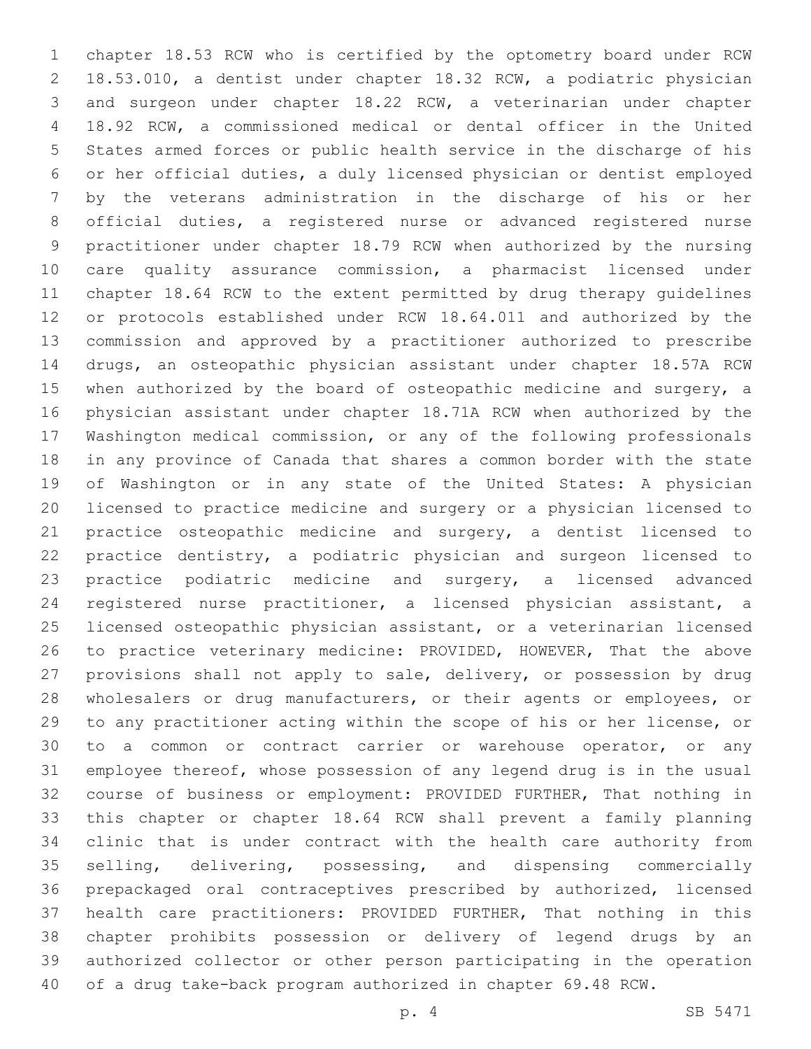chapter 18.53 RCW who is certified by the optometry board under RCW 18.53.010, a dentist under chapter 18.32 RCW, a podiatric physician and surgeon under chapter 18.22 RCW, a veterinarian under chapter 18.92 RCW, a commissioned medical or dental officer in the United States armed forces or public health service in the discharge of his or her official duties, a duly licensed physician or dentist employed by the veterans administration in the discharge of his or her official duties, a registered nurse or advanced registered nurse practitioner under chapter 18.79 RCW when authorized by the nursing care quality assurance commission, a pharmacist licensed under chapter 18.64 RCW to the extent permitted by drug therapy guidelines or protocols established under RCW 18.64.011 and authorized by the commission and approved by a practitioner authorized to prescribe drugs, an osteopathic physician assistant under chapter 18.57A RCW when authorized by the board of osteopathic medicine and surgery, a physician assistant under chapter 18.71A RCW when authorized by the Washington medical commission, or any of the following professionals in any province of Canada that shares a common border with the state of Washington or in any state of the United States: A physician licensed to practice medicine and surgery or a physician licensed to practice osteopathic medicine and surgery, a dentist licensed to practice dentistry, a podiatric physician and surgeon licensed to practice podiatric medicine and surgery, a licensed advanced registered nurse practitioner, a licensed physician assistant, a licensed osteopathic physician assistant, or a veterinarian licensed to practice veterinary medicine: PROVIDED, HOWEVER, That the above provisions shall not apply to sale, delivery, or possession by drug wholesalers or drug manufacturers, or their agents or employees, or to any practitioner acting within the scope of his or her license, or to a common or contract carrier or warehouse operator, or any employee thereof, whose possession of any legend drug is in the usual course of business or employment: PROVIDED FURTHER, That nothing in this chapter or chapter 18.64 RCW shall prevent a family planning clinic that is under contract with the health care authority from selling, delivering, possessing, and dispensing commercially prepackaged oral contraceptives prescribed by authorized, licensed health care practitioners: PROVIDED FURTHER, That nothing in this chapter prohibits possession or delivery of legend drugs by an authorized collector or other person participating in the operation of a drug take-back program authorized in chapter 69.48 RCW.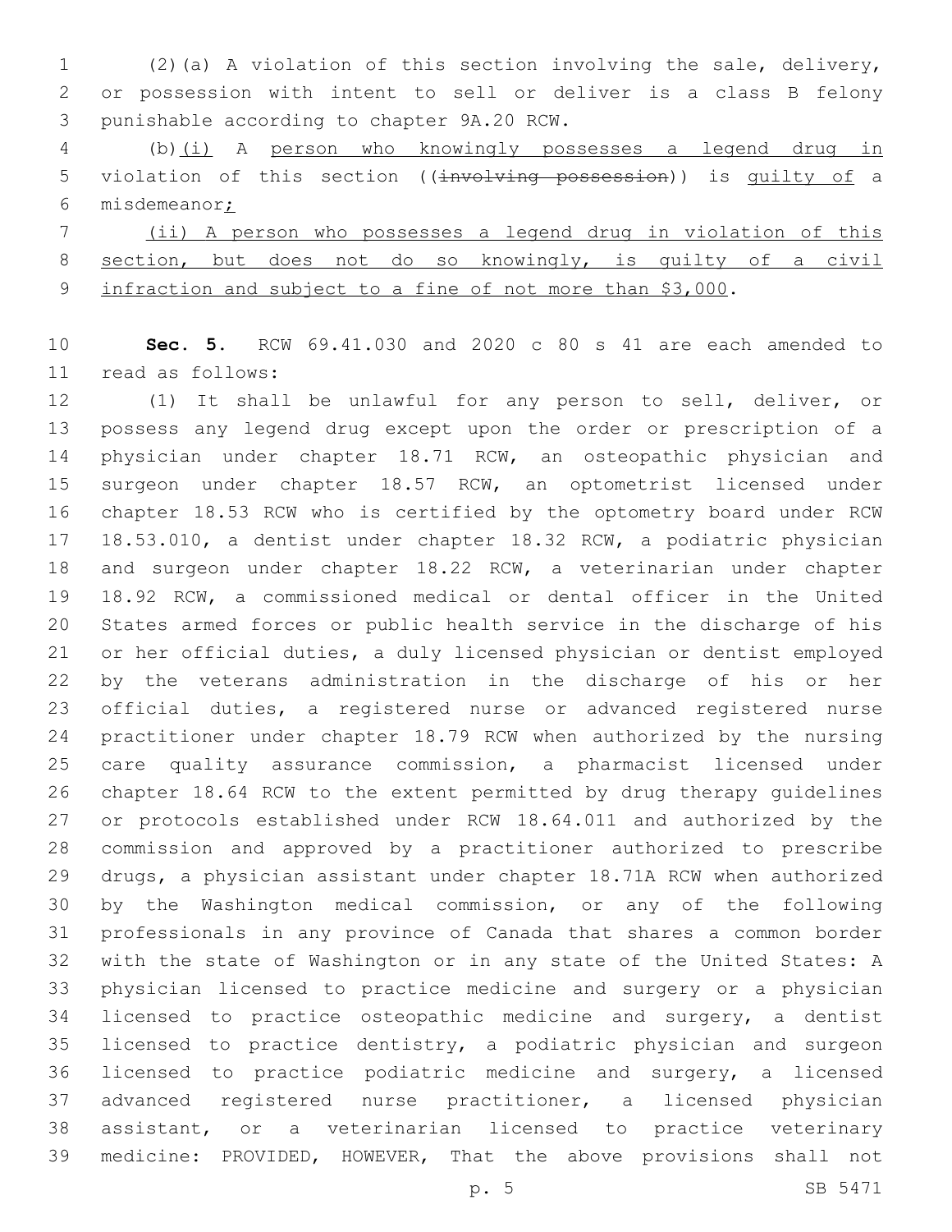(2)(a) A violation of this section involving the sale, delivery, or possession with intent to sell or deliver is a class B felony punishable according to chapter 9A.20 RCW.

(b)<u>(i)</u> A <u>person who knowingly possesses a legend drug in</u> violation of this section ((~~involving possession~~)) is <u>guilty of</u> a misdemeanor<u>;</u>

<u>(ii) A person who possesses a legend drug in violation of this section, but does not do so knowingly, is guilty of a civil infraction and subject to a fine of not more than $3,000</u>.

**Sec. 5.** RCW 69.41.030 and 2020 c 80 s 41 are each amended to read as follows:

(1) It shall be unlawful for any person to sell, deliver, or possess any legend drug except upon the order or prescription of a physician under chapter 18.71 RCW, an osteopathic physician and surgeon under chapter 18.57 RCW, an optometrist licensed under chapter 18.53 RCW who is certified by the optometry board under RCW 18.53.010, a dentist under chapter 18.32 RCW, a podiatric physician and surgeon under chapter 18.22 RCW, a veterinarian under chapter 18.92 RCW, a commissioned medical or dental officer in the United States armed forces or public health service in the discharge of his or her official duties, a duly licensed physician or dentist employed by the veterans administration in the discharge of his or her official duties, a registered nurse or advanced registered nurse practitioner under chapter 18.79 RCW when authorized by the nursing care quality assurance commission, a pharmacist licensed under chapter 18.64 RCW to the extent permitted by drug therapy guidelines or protocols established under RCW 18.64.011 and authorized by the commission and approved by a practitioner authorized to prescribe drugs, a physician assistant under chapter 18.71A RCW when authorized by the Washington medical commission, or any of the following professionals in any province of Canada that shares a common border with the state of Washington or in any state of the United States: A physician licensed to practice medicine and surgery or a physician licensed to practice osteopathic medicine and surgery, a dentist licensed to practice dentistry, a podiatric physician and surgeon licensed to practice podiatric medicine and surgery, a licensed advanced registered nurse practitioner, a licensed physician assistant, or a veterinarian licensed to practice veterinary medicine: PROVIDED, HOWEVER, That the above provisions shall not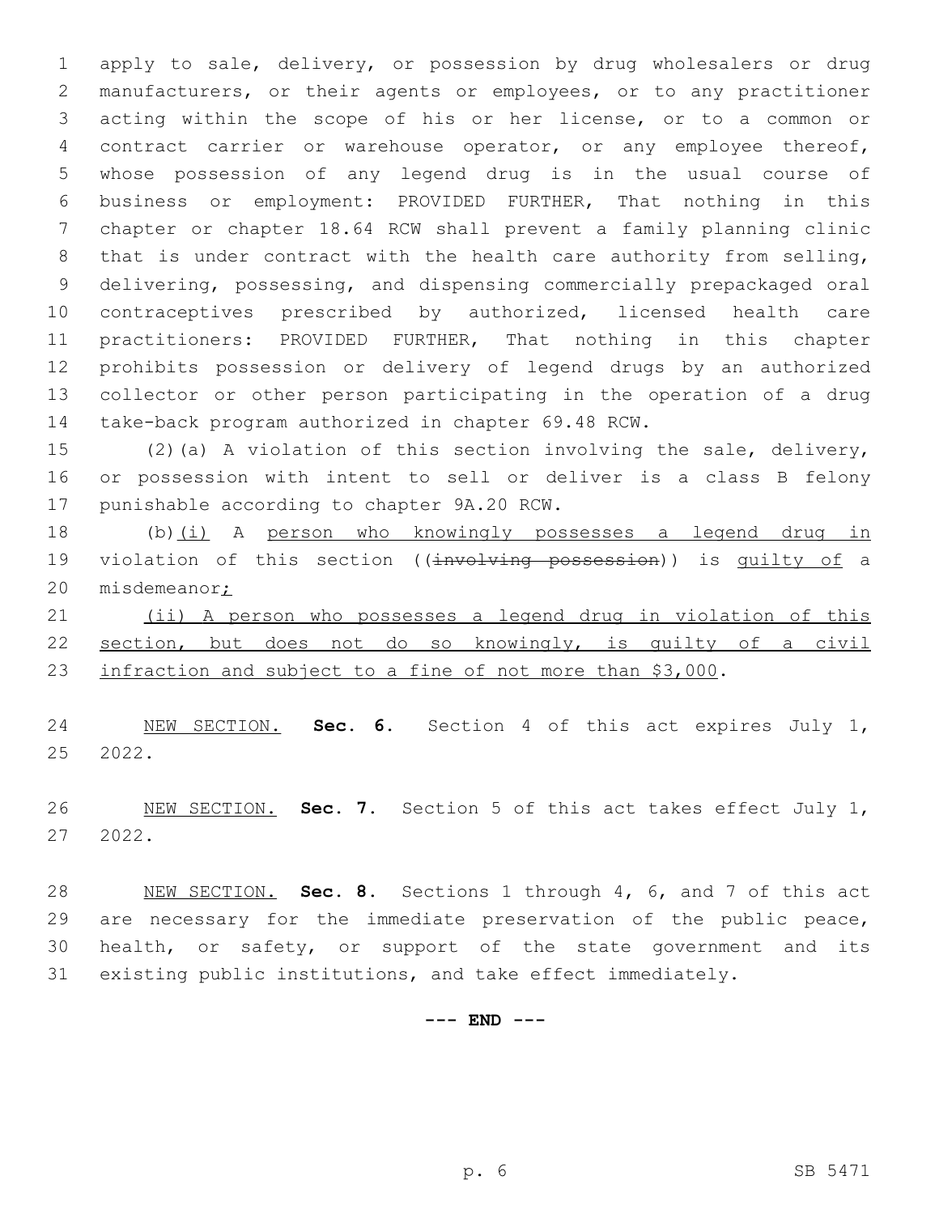apply to sale, delivery, or possession by drug wholesalers or drug manufacturers, or their agents or employees, or to any practitioner acting within the scope of his or her license, or to a common or contract carrier or warehouse operator, or any employee thereof, whose possession of any legend drug is in the usual course of business or employment: PROVIDED FURTHER, That nothing in this chapter or chapter 18.64 RCW shall prevent a family planning clinic that is under contract with the health care authority from selling, delivering, possessing, and dispensing commercially prepackaged oral contraceptives prescribed by authorized, licensed health care practitioners: PROVIDED FURTHER, That nothing in this chapter prohibits possession or delivery of legend drugs by an authorized collector or other person participating in the operation of a drug take-back program authorized in chapter 69.48 RCW.

(2)(a) A violation of this section involving the sale, delivery, or possession with intent to sell or deliver is a class B felony punishable according to chapter 9A.20 RCW.

(b)<u>(i)</u> A <u>person who knowingly possesses a legend drug in</u> violation of this section ((~~involving possession~~)) is <u>guilty of</u> a misdemeanor<u>;</u>

<u>(ii) A person who possesses a legend drug in violation of this section, but does not do so knowingly, is guilty of a civil infraction and subject to a fine of not more than $3,000</u>.

<u>NEW SECTION.</u> **Sec. 6.** Section 4 of this act expires July 1, 2022.

<u>NEW SECTION.</u> **Sec. 7.** Section 5 of this act takes effect July 1, 2022.

<u>NEW SECTION.</u> **Sec. 8.** Sections 1 through 4, 6, and 7 of this act are necessary for the immediate preservation of the public peace, health, or safety, or support of the state government and its existing public institutions, and take effect immediately.

**--- END ---**